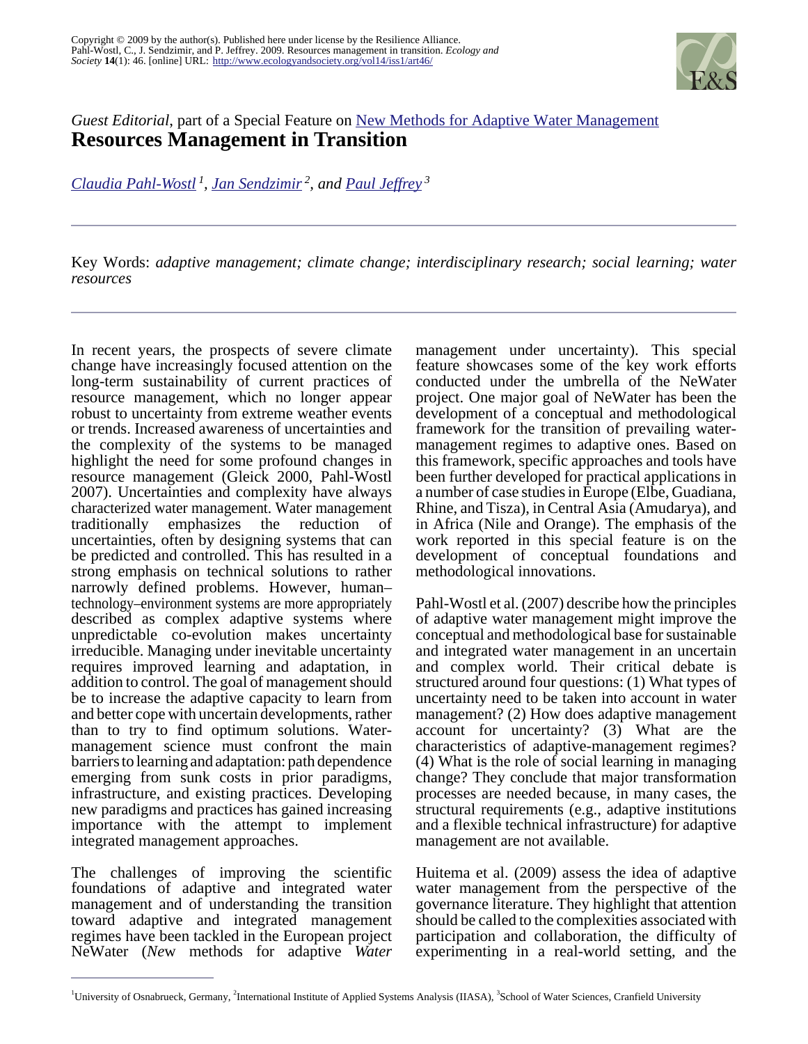*Guest Editorial*, part of a Special Feature on New Methods for Adaptive Water Management

# Resources Management in Transition

*Claudia Pahl-Wostl* [1], *Jan Sendzimir* [2], *and Paul Jeffrey* [3]

---

Key Words: *adaptive management; climate change; interdisciplinary research; social learning; water resources*

---

In recent years, the prospects of severe climate change have increasingly focused attention on the long-term sustainability of current practices of resource management, which no longer appear robust to uncertainty from extreme weather events or trends. Increased awareness of uncertainties and the complexity of the systems to be managed highlight the need for some profound changes in resource management (Gleick 2000, Pahl-Wostl 2007). Uncertainties and complexity have always characterized water management. Water management traditionally emphasizes the reduction of uncertainties, often by designing systems that can be predicted and controlled. This has resulted in a strong emphasis on technical solutions to rather narrowly defined problems. However, human–technology–environment systems are more appropriately described as complex adaptive systems where unpredictable co-evolution makes uncertainty irreducible. Managing under inevitable uncertainty requires improved learning and adaptation, in addition to control. The goal of management should be to increase the adaptive capacity to learn from and better cope with uncertain developments, rather than to try to find optimum solutions. Water-management science must confront the main barriers to learning and adaptation: path dependence emerging from sunk costs in prior paradigms, infrastructure, and existing practices. Developing new paradigms and practices has gained increasing importance with the attempt to implement integrated management approaches.

The challenges of improving the scientific foundations of adaptive and integrated water management and of understanding the transition toward adaptive and integrated management regimes have been tackled in the European project NeWater (*New* methods for adaptive *Water* management under uncertainty). This special feature showcases some of the key work efforts conducted under the umbrella of the NeWater project. One major goal of NeWater has been the development of a conceptual and methodological framework for the transition of prevailing water-management regimes to adaptive ones. Based on this framework, specific approaches and tools have been further developed for practical applications in a number of case studies in Europe (Elbe, Guadiana, Rhine, and Tisza), in Central Asia (Amudarya), and in Africa (Nile and Orange). The emphasis of the work reported in this special feature is on the development of conceptual foundations and methodological innovations.

Pahl-Wostl et al. (2007) describe how the principles of adaptive water management might improve the conceptual and methodological base for sustainable and integrated water management in an uncertain and complex world. Their critical debate is structured around four questions: (1) What types of uncertainty need to be taken into account in water management? (2) How does adaptive management account for uncertainty? (3) What are the characteristics of adaptive-management regimes? (4) What is the role of social learning in managing change? They conclude that major transformation processes are needed because, in many cases, the structural requirements (e.g., adaptive institutions and a flexible technical infrastructure) for adaptive management are not available.

Huitema et al. (2009) assess the idea of adaptive water management from the perspective of the governance literature. They highlight that attention should be called to the complexities associated with participation and collaboration, the difficulty of experimenting in a real-world setting, and the

[1] University of Osnabrueck, Germany, [2] International Institute of Applied Systems Analysis (IIASA), [3] School of Water Sciences, Cranfield University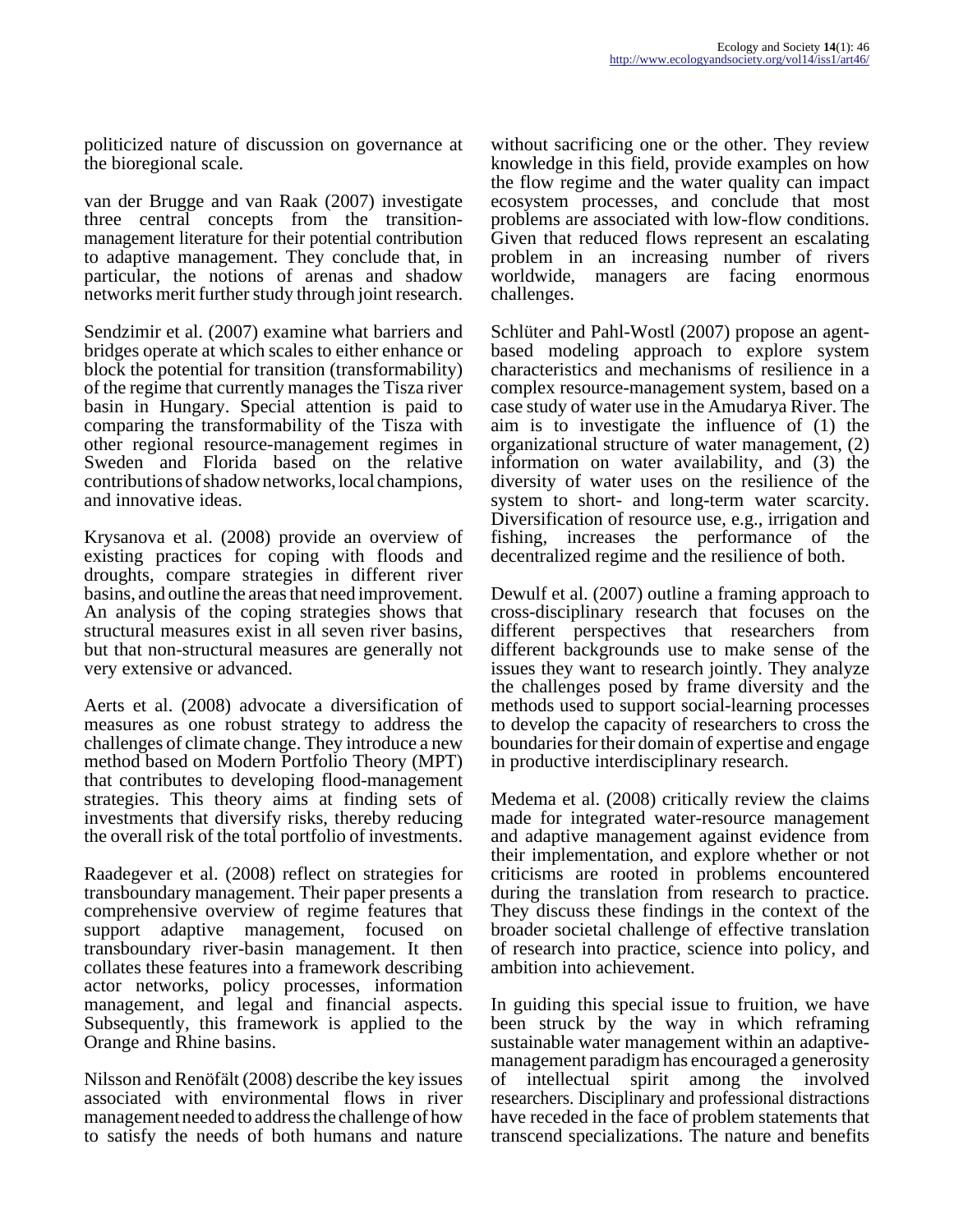politicized nature of discussion on governance at the bioregional scale.

van der Brugge and van Raak (2007) investigate three central concepts from the transition-management literature for their potential contribution to adaptive management. They conclude that, in particular, the notions of arenas and shadow networks merit further study through joint research.

Sendzimir et al. (2007) examine what barriers and bridges operate at which scales to either enhance or block the potential for transition (transformability) of the regime that currently manages the Tisza river basin in Hungary. Special attention is paid to comparing the transformability of the Tisza with other regional resource-management regimes in Sweden and Florida based on the relative contributions of shadow networks, local champions, and innovative ideas.

Krysanova et al. (2008) provide an overview of existing practices for coping with floods and droughts, compare strategies in different river basins, and outline the areas that need improvement. An analysis of the coping strategies shows that structural measures exist in all seven river basins, but that non-structural measures are generally not very extensive or advanced.

Aerts et al. (2008) advocate a diversification of measures as one robust strategy to address the challenges of climate change. They introduce a new method based on Modern Portfolio Theory (MPT) that contributes to developing flood-management strategies. This theory aims at finding sets of investments that diversify risks, thereby reducing the overall risk of the total portfolio of investments.

Raadegever et al. (2008) reflect on strategies for transboundary management. Their paper presents a comprehensive overview of regime features that support adaptive management, focused on transboundary river-basin management. It then collates these features into a framework describing actor networks, policy processes, information management, and legal and financial aspects. Subsequently, this framework is applied to the Orange and Rhine basins.

Nilsson and Renöfält (2008) describe the key issues associated with environmental flows in river management needed to address the challenge of how to satisfy the needs of both humans and nature without sacrificing one or the other. They review knowledge in this field, provide examples on how the flow regime and the water quality can impact ecosystem processes, and conclude that most problems are associated with low-flow conditions. Given that reduced flows represent an escalating problem in an increasing number of rivers worldwide, managers are facing enormous challenges.

Schlüter and Pahl-Wostl (2007) propose an agent-based modeling approach to explore system characteristics and mechanisms of resilience in a complex resource-management system, based on a case study of water use in the Amudarya River. The aim is to investigate the influence of (1) the organizational structure of water management, (2) information on water availability, and (3) the diversity of water uses on the resilience of the system to short- and long-term water scarcity. Diversification of resource use, e.g., irrigation and fishing, increases the performance of the decentralized regime and the resilience of both.

Dewulf et al. (2007) outline a framing approach to cross-disciplinary research that focuses on the different perspectives that researchers from different backgrounds use to make sense of the issues they want to research jointly. They analyze the challenges posed by frame diversity and the methods used to support social-learning processes to develop the capacity of researchers to cross the boundaries for their domain of expertise and engage in productive interdisciplinary research.

Medema et al. (2008) critically review the claims made for integrated water-resource management and adaptive management against evidence from their implementation, and explore whether or not criticisms are rooted in problems encountered during the translation from research to practice. They discuss these findings in the context of the broader societal challenge of effective translation of research into practice, science into policy, and ambition into achievement.

In guiding this special issue to fruition, we have been struck by the way in which reframing sustainable water management within an adaptive-management paradigm has encouraged a generosity of intellectual spirit among the involved researchers. Disciplinary and professional distractions have receded in the face of problem statements that transcend specializations. The nature and benefits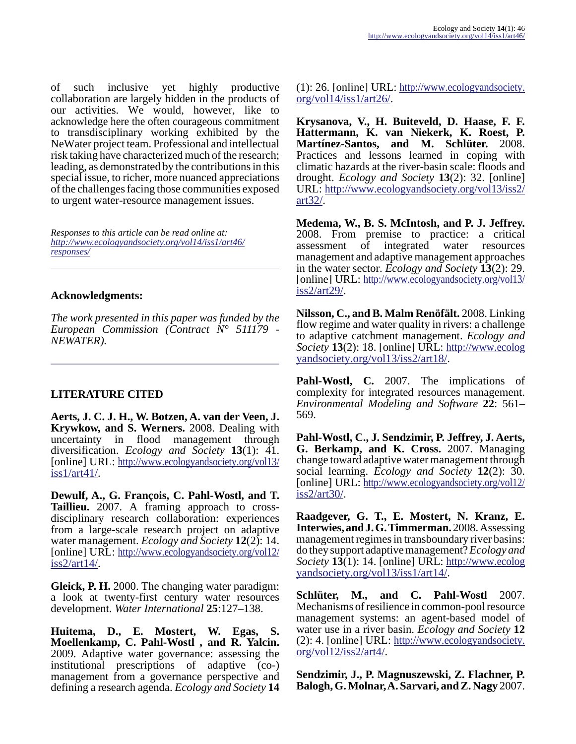of such inclusive yet highly productive collaboration are largely hidden in the products of our activities. We would, however, like to acknowledge here the often courageous commitment to transdisciplinary working exhibited by the NeWater project team. Professional and intellectual risk taking have characterized much of the research; leading, as demonstrated by the contributions in this special issue, to richer, more nuanced appreciations of the challenges facing those communities exposed to urgent water-resource management issues.

*Responses to this article can be read online at:* *http://www.ecologyandsociety.org/vol14/iss1/art46/responses/*

## Acknowledgments:

*The work presented in this paper was funded by the European Commission (Contract N° 511179 - NEWATER).*

## LITERATURE CITED

**Aerts, J. C. J. H., W. Botzen, A. van der Veen, J. Krywkow, and S. Werners.** 2008. Dealing with uncertainty in flood management through diversification. *Ecology and Society* **13**(1): 41. [online] URL: http://www.ecologyandsociety.org/vol13/iss1/art41/.

**Dewulf, A., G. François, C. Pahl-Wostl, and T. Taillieu.** 2007. A framing approach to cross-disciplinary research collaboration: experiences from a large-scale research project on adaptive water management. *Ecology and Society* **12**(2): 14. [online] URL: http://www.ecologyandsociety.org/vol12/iss2/art14/.

**Gleick, P. H.** 2000. The changing water paradigm: a look at twenty-first century water resources development. *Water International* **25**:127–138.

**Huitema, D., E. Mostert, W. Egas, S. Moellenkamp, C. Pahl-Wostl , and R. Yalcin.** 2009. Adaptive water governance: assessing the institutional prescriptions of adaptive (co-) management from a governance perspective and defining a research agenda. *Ecology and Society* **14**(1): 26. [online] URL: http://www.ecologyandsociety.org/vol14/iss1/art26/.

**Krysanova, V., H. Buiteveld, D. Haase, F. F. Hattermann, K. van Niekerk, K. Roest, P. Martínez-Santos, and M. Schlüter.** 2008. Practices and lessons learned in coping with climatic hazards at the river-basin scale: floods and drought. *Ecology and Society* **13**(2): 32. [online] URL: http://www.ecologyandsociety.org/vol13/iss2/art32/.

**Medema, W., B. S. McIntosh, and P. J. Jeffrey.** 2008. From premise to practice: a critical assessment of integrated water resources management and adaptive management approaches in the water sector. *Ecology and Society* **13**(2): 29. [online] URL: http://www.ecologyandsociety.org/vol13/iss2/art29/.

**Nilsson, C., and B. Malm Renöfält.** 2008. Linking flow regime and water quality in rivers: a challenge to adaptive catchment management. *Ecology and Society* **13**(2): 18. [online] URL: http://www.ecologyandsociety.org/vol13/iss2/art18/.

**Pahl-Wostl, C.** 2007. The implications of complexity for integrated resources management. *Environmental Modeling and Software* **22**: 561–569.

**Pahl-Wostl, C., J. Sendzimir, P. Jeffrey, J. Aerts, G. Berkamp, and K. Cross.** 2007. Managing change toward adaptive water management through social learning. *Ecology and Society* **12**(2): 30. [online] URL: http://www.ecologyandsociety.org/vol12/iss2/art30/.

**Raadgever, G. T., E. Mostert, N. Kranz, E. Interwies, and J. G. Timmerman.** 2008. Assessing management regimes in transboundary river basins: do they support adaptive management? *Ecology and Society* **13**(1): 14. [online] URL: http://www.ecologyandsociety.org/vol13/iss1/art14/.

**Schlüter, M., and C. Pahl-Wostl** 2007. Mechanisms of resilience in common-pool resource management systems: an agent-based model of water use in a river basin. *Ecology and Society* **12**(2): 4. [online] URL: http://www.ecologyandsociety.org/vol12/iss2/art4/.

**Sendzimir, J., P. Magnuszewski, Z. Flachner, P. Balogh, G. Molnar, A. Sarvari, and Z. Nagy** 2007.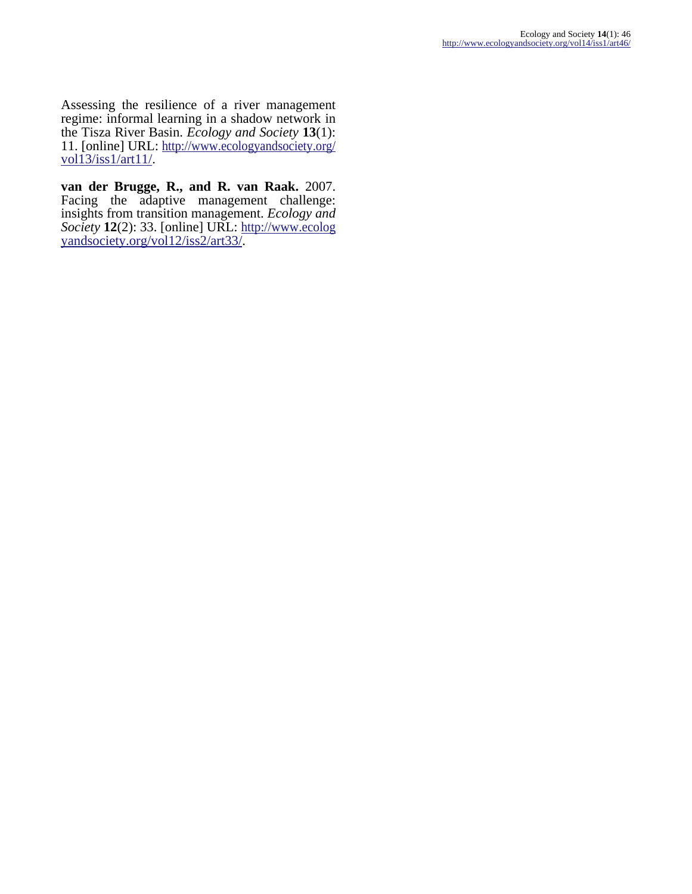Assessing the resilience of a river management regime: informal learning in a shadow network in the Tisza River Basin. *Ecology and Society* **13**(1): 11. [online] URL: http://www.ecologyandsociety.org/vol13/iss1/art11/.

**van der Brugge, R., and R. van Raak.** 2007. Facing the adaptive management challenge: insights from transition management. *Ecology and Society* **12**(2): 33. [online] URL: http://www.ecologyandsociety.org/vol12/iss2/art33/.